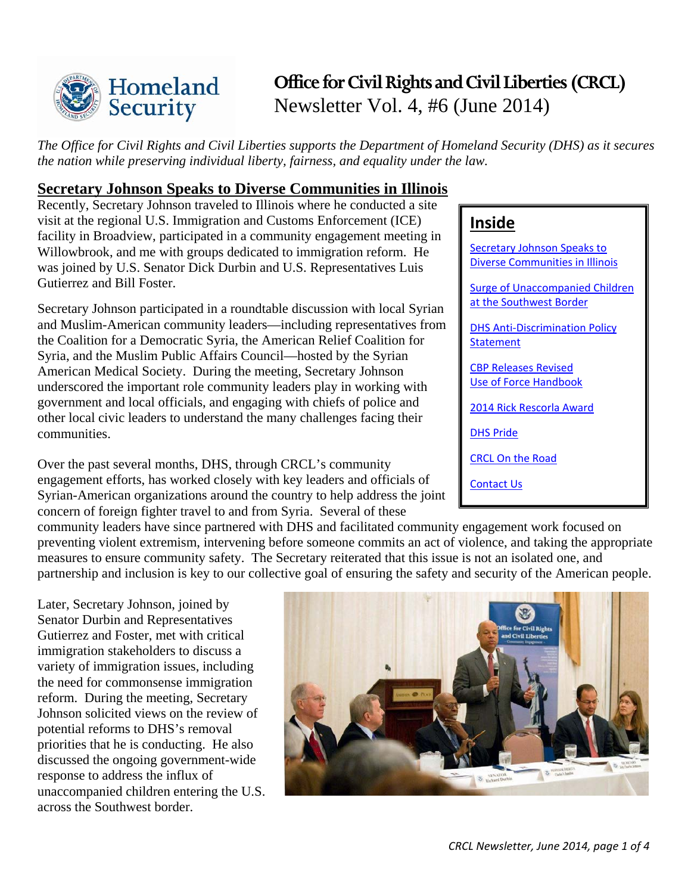# Office for Civil Rights and Civil Liberties (CRCL)

Newsletter Vol. 4, #6 (June 2014)

*The Office for Civil Rights and Civil Liberties supports the Department of Homeland Security (DHS) as it secures the nation while preserving individual liberty, fairness, and equality under the law.*

## Inside

- Secretary Johnson Speaks to Diverse Communities in Illinois
- Surge of Unaccompanied Children at the Southwest Border
- DHS Anti-Discrimination Policy Statement
- CBP Releases Revised Use of Force Handbook
- 2014 Rick Rescorla Award
- DHS Pride
- CRCL On the Road
- Contact Us

## Secretary Johnson Speaks to Diverse Communities in Illinois

Recently, Secretary Johnson traveled to Illinois where he conducted a site visit at the regional U.S. Immigration and Customs Enforcement (ICE) facility in Broadview, participated in a community engagement meeting in Willowbrook, and me with groups dedicated to immigration reform. He was joined by U.S. Senator Dick Durbin and U.S. Representatives Luis Gutierrez and Bill Foster.

Secretary Johnson participated in a roundtable discussion with local Syrian and Muslim-American community leaders—including representatives from the Coalition for a Democratic Syria, the American Relief Coalition for Syria, and the Muslim Public Affairs Council—hosted by the Syrian American Medical Society. During the meeting, Secretary Johnson underscored the important role community leaders play in working with government and local officials, and engaging with chiefs of police and other local civic leaders to understand the many challenges facing their communities.

Over the past several months, DHS, through CRCL's community engagement efforts, has worked closely with key leaders and officials of Syrian-American organizations around the country to help address the joint concern of foreign fighter travel to and from Syria. Several of these community leaders have since partnered with DHS and facilitated community engagement work focused on preventing violent extremism, intervening before someone commits an act of violence, and taking the appropriate measures to ensure community safety. The Secretary reiterated that this issue is not an isolated one, and partnership and inclusion is key to our collective goal of ensuring the safety and security of the American people.

Later, Secretary Johnson, joined by Senator Durbin and Representatives Gutierrez and Foster, met with critical immigration stakeholders to discuss a variety of immigration issues, including the need for commonsense immigration reform. During the meeting, Secretary Johnson solicited views on the review of potential reforms to DHS's removal priorities that he is conducting. He also discussed the ongoing government-wide response to address the influx of unaccompanied children entering the U.S. across the Southwest border.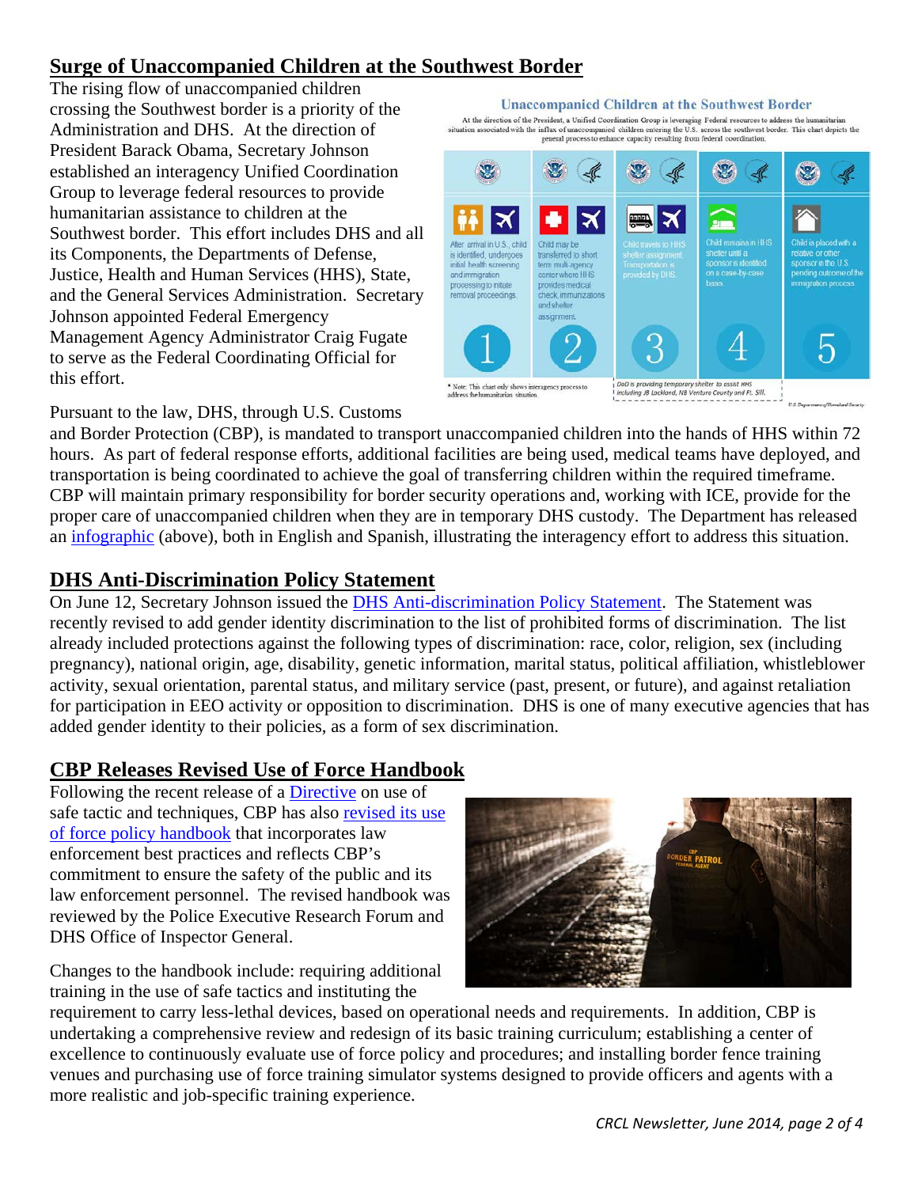## Surge of Unaccompanied Children at the Southwest Border

The rising flow of unaccompanied children crossing the Southwest border is a priority of the Administration and DHS. At the direction of President Barack Obama, Secretary Johnson established an interagency Unified Coordination Group to leverage federal resources to provide humanitarian assistance to children at the Southwest border. This effort includes DHS and all its Components, the Departments of Defense, Justice, Health and Human Services (HHS), State, and the General Services Administration. Secretary Johnson appointed Federal Emergency Management Agency Administrator Craig Fugate to serve as the Federal Coordinating Official for this effort.

Pursuant to the law, DHS, through U.S. Customs and Border Protection (CBP), is mandated to transport unaccompanied children into the hands of HHS within 72 hours. As part of federal response efforts, additional facilities are being used, medical teams have deployed, and transportation is being coordinated to achieve the goal of transferring children within the required timeframe. CBP will maintain primary responsibility for border security operations and, working with ICE, provide for the proper care of unaccompanied children when they are in temporary DHS custody. The Department has released an infographic (above), both in English and Spanish, illustrating the interagency effort to address this situation.

## DHS Anti-Discrimination Policy Statement

On June 12, Secretary Johnson issued the DHS Anti-discrimination Policy Statement. The Statement was recently revised to add gender identity discrimination to the list of prohibited forms of discrimination. The list already included protections against the following types of discrimination: race, color, religion, sex (including pregnancy), national origin, age, disability, genetic information, marital status, political affiliation, whistleblower activity, sexual orientation, parental status, and military service (past, present, or future), and against retaliation for participation in EEO activity or opposition to discrimination. DHS is one of many executive agencies that has added gender identity to their policies, as a form of sex discrimination.

## CBP Releases Revised Use of Force Handbook

Following the recent release of a Directive on use of safe tactic and techniques, CBP has also revised its use of force policy handbook that incorporates law enforcement best practices and reflects CBP's commitment to ensure the safety of the public and its law enforcement personnel. The revised handbook was reviewed by the Police Executive Research Forum and DHS Office of Inspector General.

Changes to the handbook include: requiring additional training in the use of safe tactics and instituting the requirement to carry less-lethal devices, based on operational needs and requirements. In addition, CBP is undertaking a comprehensive review and redesign of its basic training curriculum; establishing a center of excellence to continuously evaluate use of force policy and procedures; and installing border fence training venues and purchasing use of force training simulator systems designed to provide officers and agents with a more realistic and job-specific training experience.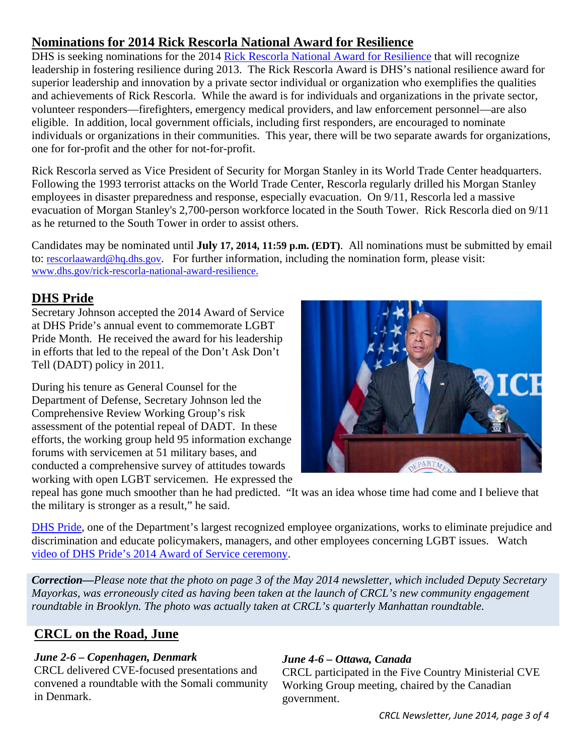## Nominations for 2014 Rick Rescorla National Award for Resilience

DHS is seeking nominations for the 2014 Rick Rescorla National Award for Resilience that will recognize leadership in fostering resilience during 2013. The Rick Rescorla Award is DHS's national resilience award for superior leadership and innovation by a private sector individual or organization who exemplifies the qualities and achievements of Rick Rescorla. While the award is for individuals and organizations in the private sector, volunteer responders—firefighters, emergency medical providers, and law enforcement personnel—are also eligible. In addition, local government officials, including first responders, are encouraged to nominate individuals or organizations in their communities. This year, there will be two separate awards for organizations, one for for-profit and the other for not-for-profit.

Rick Rescorla served as Vice President of Security for Morgan Stanley in its World Trade Center headquarters. Following the 1993 terrorist attacks on the World Trade Center, Rescorla regularly drilled his Morgan Stanley employees in disaster preparedness and response, especially evacuation. On 9/11, Rescorla led a massive evacuation of Morgan Stanley's 2,700-person workforce located in the South Tower. Rick Rescorla died on 9/11 as he returned to the South Tower in order to assist others.

Candidates may be nominated until **July 17, 2014, 11:59 p.m. (EDT)**. All nominations must be submitted by email to: rescorlaaward@hq.dhs.gov. For further information, including the nomination form, please visit: www.dhs.gov/rick-rescorla-national-award-resilience.

## DHS Pride

Secretary Johnson accepted the 2014 Award of Service at DHS Pride's annual event to commemorate LGBT Pride Month. He received the award for his leadership in efforts that led to the repeal of the Don't Ask Don't Tell (DADT) policy in 2011.

During his tenure as General Counsel for the Department of Defense, Secretary Johnson led the Comprehensive Review Working Group's risk assessment of the potential repeal of DADT. In these efforts, the working group held 95 information exchange forums with servicemen at 51 military bases, and conducted a comprehensive survey of attitudes towards working with open LGBT servicemen. He expressed the repeal has gone much smoother than he had predicted. "It was an idea whose time had come and I believe that the military is stronger as a result," he said.

DHS Pride, one of the Department's largest recognized employee organizations, works to eliminate prejudice and discrimination and educate policymakers, managers, and other employees concerning LGBT issues. Watch video of DHS Pride's 2014 Award of Service ceremony.

***Correction—****Please note that the photo on page 3 of the May 2014 newsletter, which included Deputy Secretary Mayorkas, was erroneously cited as having been taken at the launch of CRCL's new community engagement roundtable in Brooklyn. The photo was actually taken at CRCL's quarterly Manhattan roundtable.*

## CRCL on the Road, June

***June 2-6 – Copenhagen, Denmark***
CRCL delivered CVE-focused presentations and convened a roundtable with the Somali community in Denmark.

***June 4-6 – Ottawa, Canada***
CRCL participated in the Five Country Ministerial CVE Working Group meeting, chaired by the Canadian government.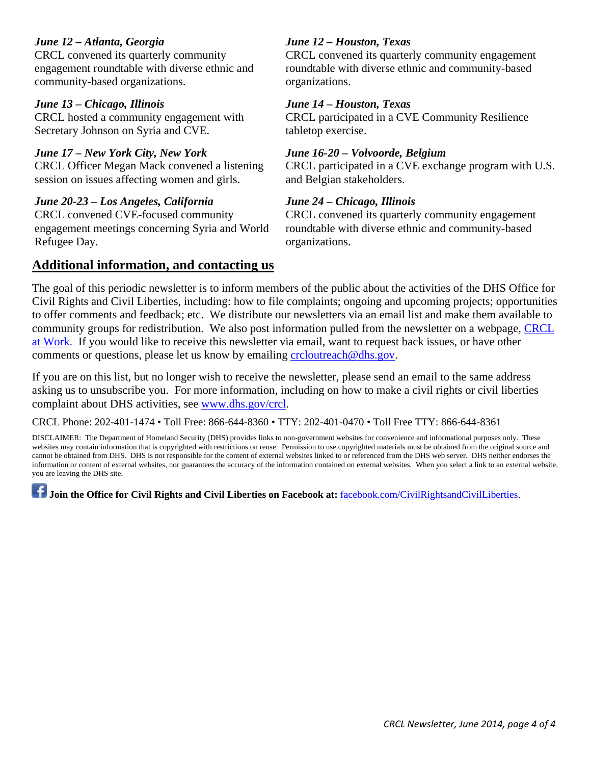***June 12 – Atlanta, Georgia***
CRCL convened its quarterly community engagement roundtable with diverse ethnic and community-based organizations.

***June 13 – Chicago, Illinois***
CRCL hosted a community engagement with Secretary Johnson on Syria and CVE.

***June 17 – New York City, New York***
CRCL Officer Megan Mack convened a listening session on issues affecting women and girls.

***June 20-23 – Los Angeles, California***
CRCL convened CVE-focused community engagement meetings concerning Syria and World Refugee Day.

***June 12 – Houston, Texas***
CRCL convened its quarterly community engagement roundtable with diverse ethnic and community-based organizations.

***June 14 – Houston, Texas***
CRCL participated in a CVE Community Resilience tabletop exercise.

***June 16-20 – Volvoorde, Belgium***
CRCL participated in a CVE exchange program with U.S. and Belgian stakeholders.

***June 24 – Chicago, Illinois***
CRCL convened its quarterly community engagement roundtable with diverse ethnic and community-based organizations.

## Additional information, and contacting us

The goal of this periodic newsletter is to inform members of the public about the activities of the DHS Office for Civil Rights and Civil Liberties, including: how to file complaints; ongoing and upcoming projects; opportunities to offer comments and feedback; etc. We distribute our newsletters via an email list and make them available to community groups for redistribution. We also post information pulled from the newsletter on a webpage, CRCL at Work. If you would like to receive this newsletter via email, want to request back issues, or have other comments or questions, please let us know by emailing crcloutreach@dhs.gov.

If you are on this list, but no longer wish to receive the newsletter, please send an email to the same address asking us to unsubscribe you. For more information, including on how to make a civil rights or civil liberties complaint about DHS activities, see www.dhs.gov/crcl.

CRCL Phone: 202-401-1474 • Toll Free: 866-644-8360 • TTY: 202-401-0470 • Toll Free TTY: 866-644-8361

DISCLAIMER: The Department of Homeland Security (DHS) provides links to non-government websites for convenience and informational purposes only. These websites may contain information that is copyrighted with restrictions on reuse. Permission to use copyrighted materials must be obtained from the original source and cannot be obtained from DHS. DHS is not responsible for the content of external websites linked to or referenced from the DHS web server. DHS neither endorses the information or content of external websites, nor guarantees the accuracy of the information contained on external websites. When you select a link to an external website, you are leaving the DHS site.

**Join the Office for Civil Rights and Civil Liberties on Facebook at:** facebook.com/CivilRightsandCivilLiberties.